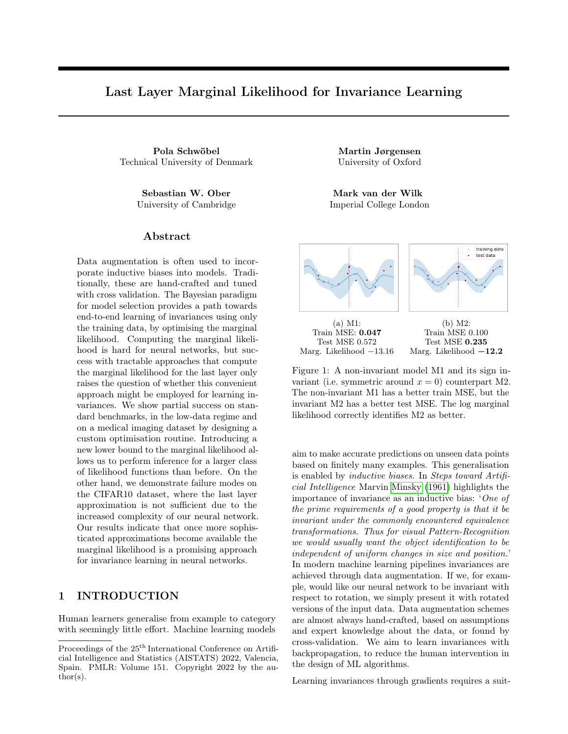# Last Layer Marginal Likelihood for Invariance Learning

**Pola Schwöbel**
Technical University of Denmark

**Martin Jørgensen**
University of Oxford

**Sebastian W. Ober**
University of Cambridge

**Mark van der Wilk**
Imperial College London

## Abstract

Data augmentation is often used to incorporate inductive biases into models. Traditionally, these are hand-crafted and tuned with cross validation. The Bayesian paradigm for model selection provides a path towards end-to-end learning of invariances using only the training data, by optimising the marginal likelihood. Computing the marginal likelihood is hard for neural networks, but success with tractable approaches that compute the marginal likelihood for the last layer only raises the question of whether this convenient approach might be employed for learning invariances. We show partial success on standard benchmarks, in the low-data regime and on a medical imaging dataset by designing a custom optimisation routine. Introducing a new lower bound to the marginal likelihood allows us to perform inference for a larger class of likelihood functions than before. On the other hand, we demonstrate failure modes on the CIFAR10 dataset, where the last layer approximation is not sufficient due to the increased complexity of our neural network. Our results indicate that once more sophisticated approximations become available the marginal likelihood is a promising approach for invariance learning in neural networks.

(a) M1:
Train MSE: **0.047**
Test MSE 0.572
Marg. Likelihood $-13.16$

(b) M2:
Train MSE 0.100
Test MSE **0.235**
Marg. Likelihood $\mathbf{-12.2}$

Figure 1: A non-invariant model M1 and its sign invariant (i.e. symmetric around $x = 0$) counterpart M2. The non-invariant M1 has a better train MSE, but the invariant M2 has a better test MSE. The log marginal likelihood correctly identifies M2 as better.

## 1 INTRODUCTION

Human learners generalise from example to category with seemingly little effort. Machine learning models aim to make accurate predictions on unseen data points based on finitely many examples. This generalisation is enabled by *inductive biases*. In *Steps toward Artificial Intelligence* Marvin Minsky (1961) highlights the importance of invariance as an inductive bias: '*One of the prime requirements of a good property is that it be invariant under the commonly encountered equivalence transformations. Thus for visual Pattern-Recognition we would usually want the object identification to be independent of uniform changes in size and position.*' In modern machine learning pipelines invariances are achieved through data augmentation. If we, for example, would like our neural network to be invariant with respect to rotation, we simply present it with rotated versions of the input data. Data augmentation schemes are almost always hand-crafted, based on assumptions and expert knowledge about the data, or found by cross-validation. We aim to learn invariances with backpropagation, to reduce the human intervention in the design of ML algorithms.

Learning invariances through gradients requires a suit-

Proceedings of the 25[th] International Conference on Artificial Intelligence and Statistics (AISTATS) 2022, Valencia, Spain. PMLR: Volume 151. Copyright 2022 by the author(s).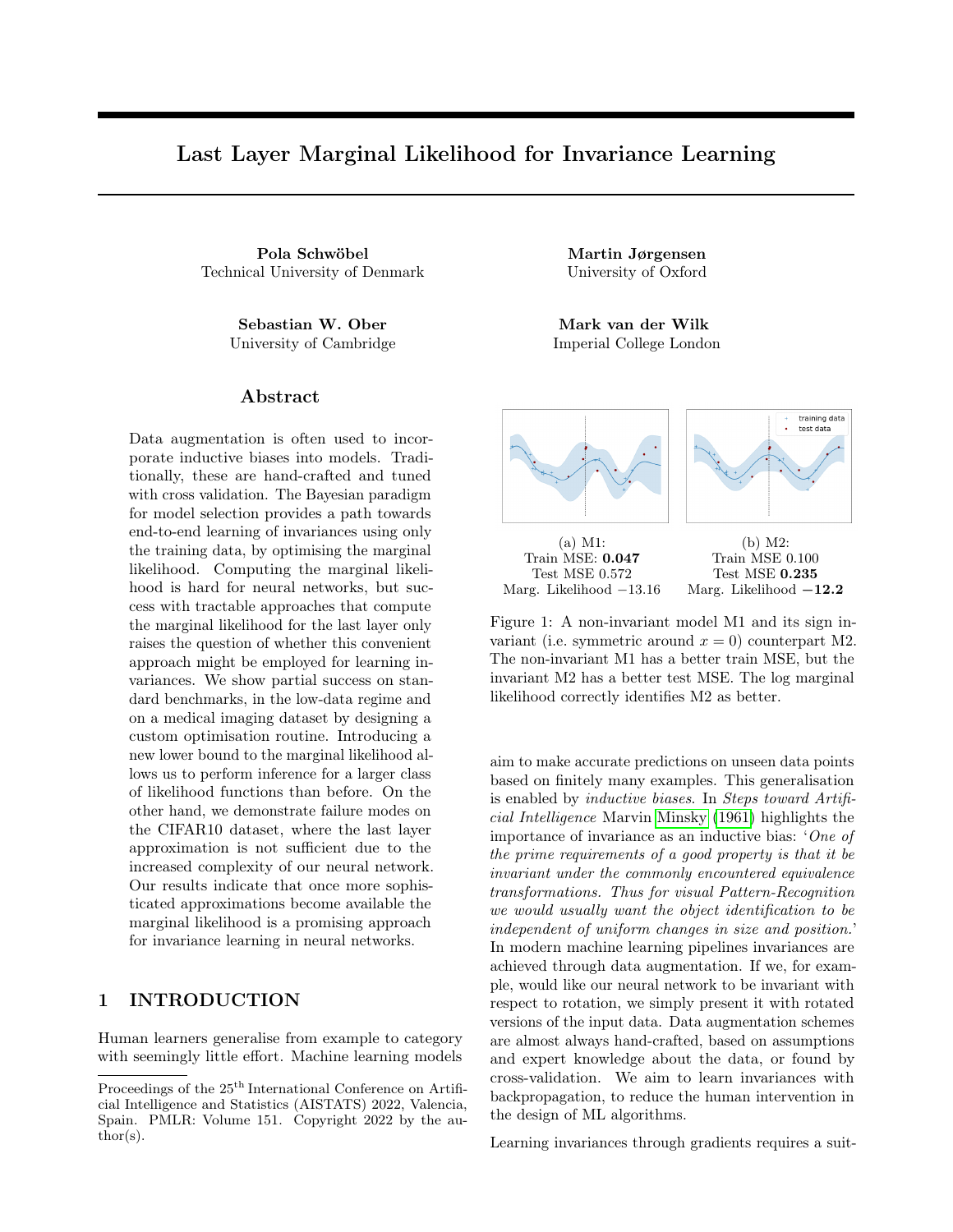# Last Layer Marginal Likelihood for Invariance Learning

**Pola Schwöbel**
Technical University of Denmark

**Martin Jørgensen**
University of Oxford

**Sebastian W. Ober**
University of Cambridge

**Mark van der Wilk**
Imperial College London

## Abstract

Data augmentation is often used to incorporate inductive biases into models. Traditionally, these are hand-crafted and tuned with cross validation. The Bayesian paradigm for model selection provides a path towards end-to-end learning of invariances using only the training data, by optimising the marginal likelihood. Computing the marginal likelihood is hard for neural networks, but success with tractable approaches that compute the marginal likelihood for the last layer only raises the question of whether this convenient approach might be employed for learning invariances. We show partial success on standard benchmarks, in the low-data regime and on a medical imaging dataset by designing a custom optimisation routine. Introducing a new lower bound to the marginal likelihood allows us to perform inference for a larger class of likelihood functions than before. On the other hand, we demonstrate failure modes on the CIFAR10 dataset, where the last layer approximation is not sufficient due to the increased complexity of our neural network. Our results indicate that once more sophisticated approximations become available the marginal likelihood is a promising approach for invariance learning in neural networks.

(a) M1:
Train MSE: **0.047**
Test MSE 0.572
Marg. Likelihood −13.16

(b) M2:
Train MSE 0.100
Test MSE **0.235**
Marg. Likelihood **−12.2**

Figure 1: A non-invariant model M1 and its sign invariant (i.e. symmetric around $x = 0$) counterpart M2. The non-invariant M1 has a better train MSE, but the invariant M2 has a better test MSE. The log marginal likelihood correctly identifies M2 as better.

## 1 INTRODUCTION

Human learners generalise from example to category with seemingly little effort. Machine learning models aim to make accurate predictions on unseen data points based on finitely many examples. This generalisation is enabled by *inductive biases*. In *Steps toward Artificial Intelligence* Marvin Minsky (1961) highlights the importance of invariance as an inductive bias: '*One of the prime requirements of a good property is that it be invariant under the commonly encountered equivalence transformations. Thus for visual Pattern-Recognition we would usually want the object identification to be independent of uniform changes in size and position.*' In modern machine learning pipelines invariances are achieved through data augmentation. If we, for example, would like our neural network to be invariant with respect to rotation, we simply present it with rotated versions of the input data. Data augmentation schemes are almost always hand-crafted, based on assumptions and expert knowledge about the data, or found by cross-validation. We aim to learn invariances with backpropagation, to reduce the human intervention in the design of ML algorithms.

Learning invariances through gradients requires a suit-

Proceedings of the 25th International Conference on Artificial Intelligence and Statistics (AISTATS) 2022, Valencia, Spain. PMLR: Volume 151. Copyright 2022 by the author(s).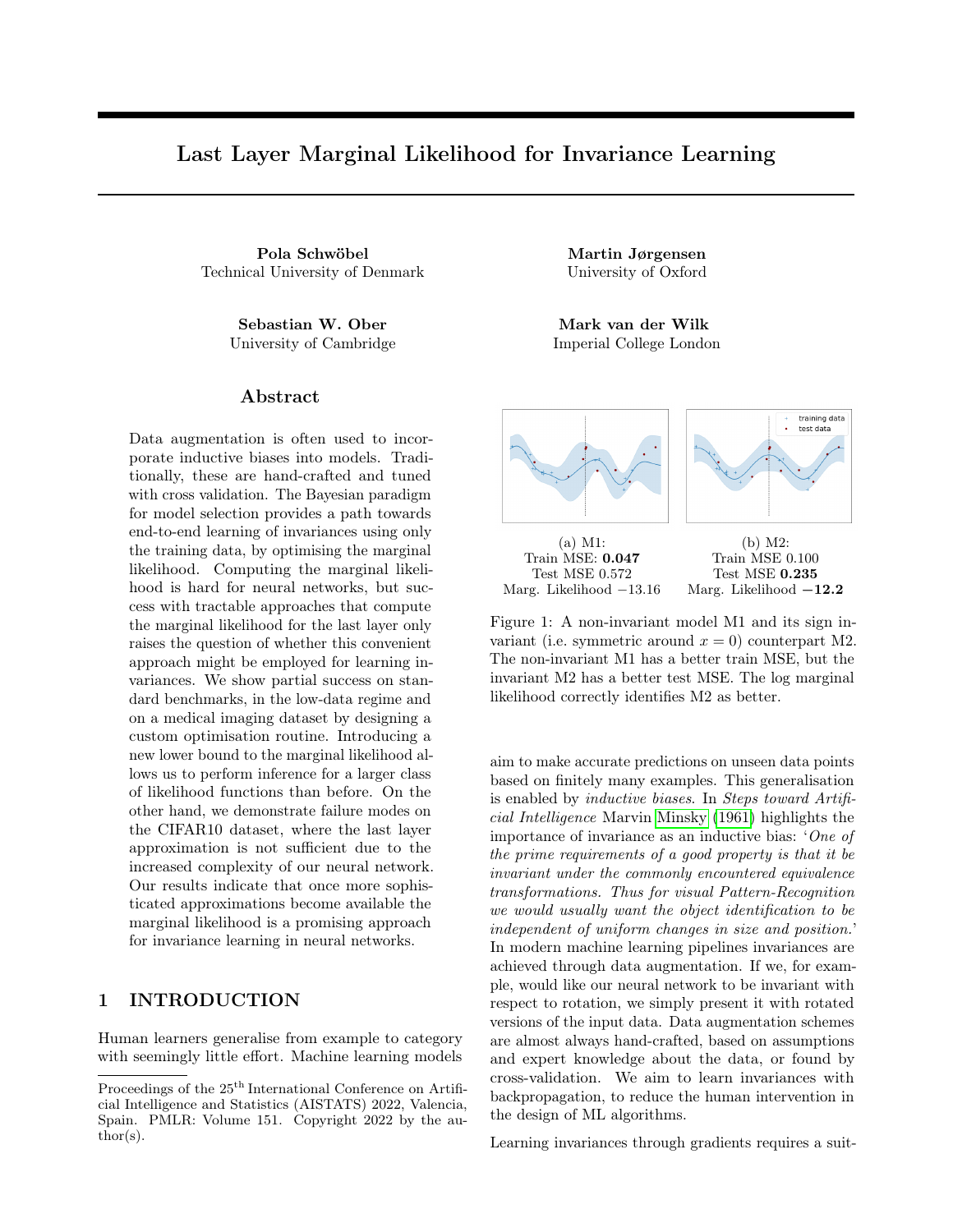# Last Layer Marginal Likelihood for Invariance Learning

**Pola Schwöbel**
Technical University of Denmark

**Martin Jørgensen**
University of Oxford

**Sebastian W. Ober**
University of Cambridge

**Mark van der Wilk**
Imperial College London

## Abstract

Data augmentation is often used to incorporate inductive biases into models. Traditionally, these are hand-crafted and tuned with cross validation. The Bayesian paradigm for model selection provides a path towards end-to-end learning of invariances using only the training data, by optimising the marginal likelihood. Computing the marginal likelihood is hard for neural networks, but success with tractable approaches that compute the marginal likelihood for the last layer only raises the question of whether this convenient approach might be employed for learning invariances. We show partial success on standard benchmarks, in the low-data regime and on a medical imaging dataset by designing a custom optimisation routine. Introducing a new lower bound to the marginal likelihood allows us to perform inference for a larger class of likelihood functions than before. On the other hand, we demonstrate failure modes on the CIFAR10 dataset, where the last layer approximation is not sufficient due to the increased complexity of our neural network. Our results indicate that once more sophisticated approximations become available the marginal likelihood is a promising approach for invariance learning in neural networks.

(a) M1:
Train MSE: **0.047**
Test MSE 0.572
Marg. Likelihood −13.16

(b) M2:
Train MSE 0.100
Test MSE **0.235**
Marg. Likelihood **−12.2**

Figure 1: A non-invariant model M1 and its sign invariant (i.e. symmetric around $x = 0$) counterpart M2. The non-invariant M1 has a better train MSE, but the invariant M2 has a better test MSE. The log marginal likelihood correctly identifies M2 as better.

## 1 INTRODUCTION

Human learners generalise from example to category with seemingly little effort. Machine learning models aim to make accurate predictions on unseen data points based on finitely many examples. This generalisation is enabled by *inductive biases*. In *Steps toward Artificial Intelligence* Marvin Minsky (1961) highlights the importance of invariance as an inductive bias: '*One of the prime requirements of a good property is that it be invariant under the commonly encountered equivalence transformations. Thus for visual Pattern-Recognition we would usually want the object identification to be independent of uniform changes in size and position.*' In modern machine learning pipelines invariances are achieved through data augmentation. If we, for example, would like our neural network to be invariant with respect to rotation, we simply present it with rotated versions of the input data. Data augmentation schemes are almost always hand-crafted, based on assumptions and expert knowledge about the data, or found by cross-validation. We aim to learn invariances with backpropagation, to reduce the human intervention in the design of ML algorithms.

Learning invariances through gradients requires a suit-

Proceedings of the 25[th] International Conference on Artificial Intelligence and Statistics (AISTATS) 2022, Valencia, Spain. PMLR: Volume 151. Copyright 2022 by the author(s).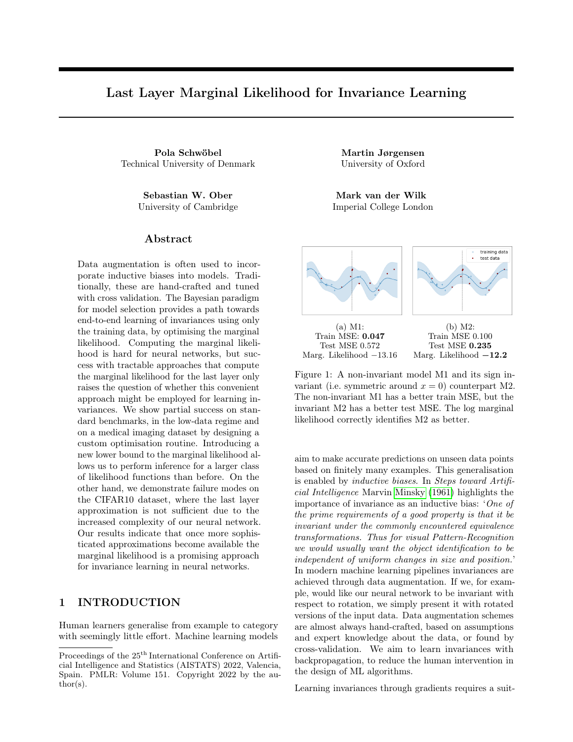# Last Layer Marginal Likelihood for Invariance Learning

**Pola Schwöbel**
Technical University of Denmark

**Martin Jørgensen**
University of Oxford

**Sebastian W. Ober**
University of Cambridge

**Mark van der Wilk**
Imperial College London

## Abstract

Data augmentation is often used to incorporate inductive biases into models. Traditionally, these are hand-crafted and tuned with cross validation. The Bayesian paradigm for model selection provides a path towards end-to-end learning of invariances using only the training data, by optimising the marginal likelihood. Computing the marginal likelihood is hard for neural networks, but success with tractable approaches that compute the marginal likelihood for the last layer only raises the question of whether this convenient approach might be employed for learning invariances. We show partial success on standard benchmarks, in the low-data regime and on a medical imaging dataset by designing a custom optimisation routine. Introducing a new lower bound to the marginal likelihood allows us to perform inference for a larger class of likelihood functions than before. On the other hand, we demonstrate failure modes on the CIFAR10 dataset, where the last layer approximation is not sufficient due to the increased complexity of our neural network. Our results indicate that once more sophisticated approximations become available the marginal likelihood is a promising approach for invariance learning in neural networks.

(a) M1:
Train MSE: **0.047**
Test MSE 0.572
Marg. Likelihood −13.16

(b) M2:
Train MSE 0.100
Test MSE **0.235**
Marg. Likelihood **−12.2**

Figure 1: A non-invariant model M1 and its sign invariant (i.e. symmetric around $x = 0$) counterpart M2. The non-invariant M1 has a better train MSE, but the invariant M2 has a better test MSE. The log marginal likelihood correctly identifies M2 as better.

## 1 INTRODUCTION

Human learners generalise from example to category with seemingly little effort. Machine learning models aim to make accurate predictions on unseen data points based on finitely many examples. This generalisation is enabled by *inductive biases*. In *Steps toward Artificial Intelligence* Marvin Minsky (1961) highlights the importance of invariance as an inductive bias: '*One of the prime requirements of a good property is that it be invariant under the commonly encountered equivalence transformations. Thus for visual Pattern-Recognition we would usually want the object identification to be independent of uniform changes in size and position.*' In modern machine learning pipelines invariances are achieved through data augmentation. If we, for example, would like our neural network to be invariant with respect to rotation, we simply present it with rotated versions of the input data. Data augmentation schemes are almost always hand-crafted, based on assumptions and expert knowledge about the data, or found by cross-validation. We aim to learn invariances with backpropagation, to reduce the human intervention in the design of ML algorithms.

Learning invariances through gradients requires a suit-

Proceedings of the 25[th] International Conference on Artificial Intelligence and Statistics (AISTATS) 2022, Valencia, Spain. PMLR: Volume 151. Copyright 2022 by the author(s).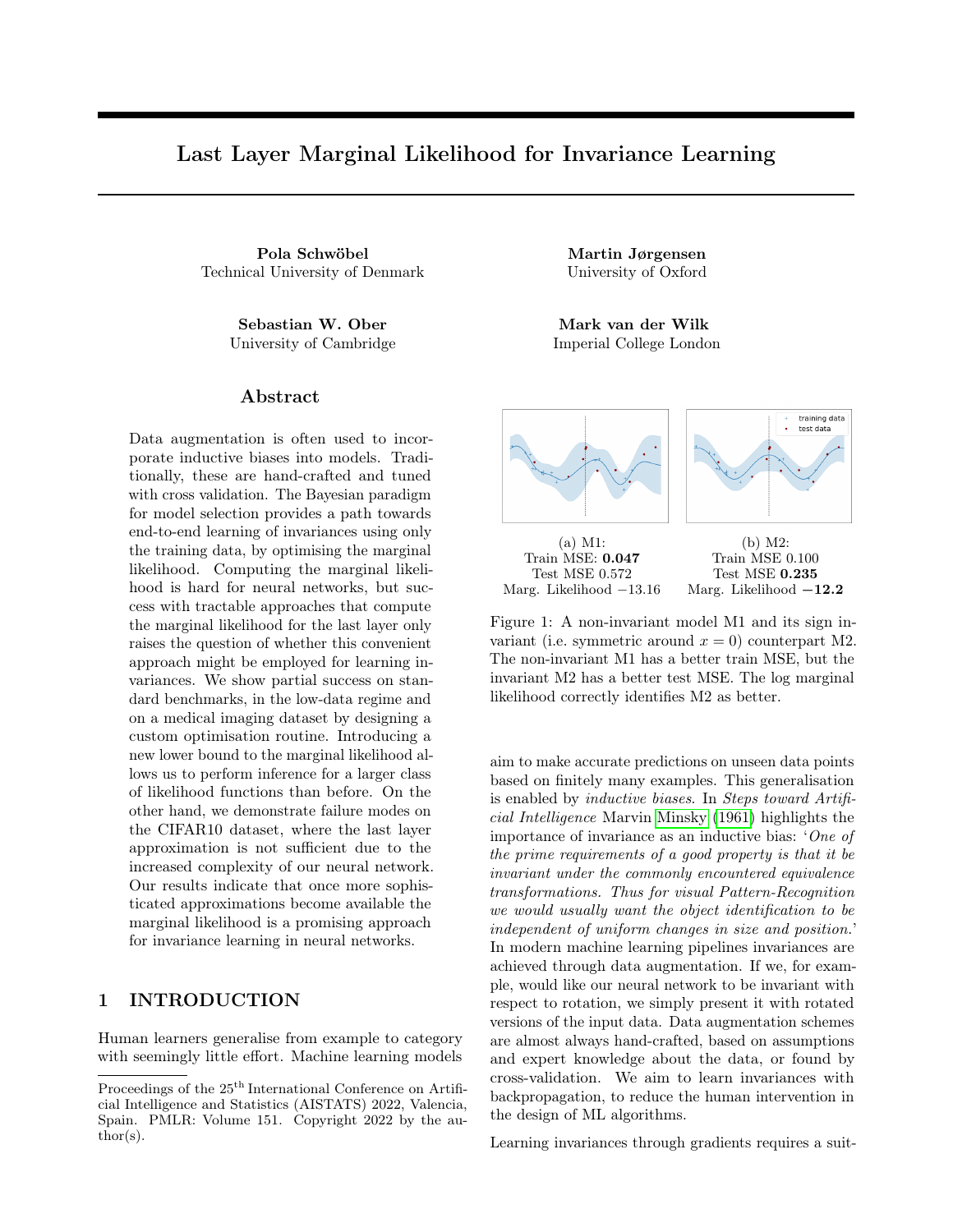# Last Layer Marginal Likelihood for Invariance Learning

**Pola Schwöbel**
Technical University of Denmark

**Martin Jørgensen**
University of Oxford

**Sebastian W. Ober**
University of Cambridge

**Mark van der Wilk**
Imperial College London

## Abstract

Data augmentation is often used to incorporate inductive biases into models. Traditionally, these are hand-crafted and tuned with cross validation. The Bayesian paradigm for model selection provides a path towards end-to-end learning of invariances using only the training data, by optimising the marginal likelihood. Computing the marginal likelihood is hard for neural networks, but success with tractable approaches that compute the marginal likelihood for the last layer only raises the question of whether this convenient approach might be employed for learning invariances. We show partial success on standard benchmarks, in the low-data regime and on a medical imaging dataset by designing a custom optimisation routine. Introducing a new lower bound to the marginal likelihood allows us to perform inference for a larger class of likelihood functions than before. On the other hand, we demonstrate failure modes on the CIFAR10 dataset, where the last layer approximation is not sufficient due to the increased complexity of our neural network. Our results indicate that once more sophisticated approximations become available the marginal likelihood is a promising approach for invariance learning in neural networks.

(a) M1:
Train MSE: **0.047**
Test MSE 0.572
Marg. Likelihood −13.16

(b) M2:
Train MSE 0.100
Test MSE **0.235**
Marg. Likelihood **−12.2**

Figure 1: A non-invariant model M1 and its sign invariant (i.e. symmetric around $x = 0$) counterpart M2. The non-invariant M1 has a better train MSE, but the invariant M2 has a better test MSE. The log marginal likelihood correctly identifies M2 as better.

## 1 INTRODUCTION

Human learners generalise from example to category with seemingly little effort. Machine learning models aim to make accurate predictions on unseen data points based on finitely many examples. This generalisation is enabled by *inductive biases*. In *Steps toward Artificial Intelligence* Marvin Minsky (1961) highlights the importance of invariance as an inductive bias: '*One of the prime requirements of a good property is that it be invariant under the commonly encountered equivalence transformations. Thus for visual Pattern-Recognition we would usually want the object identification to be independent of uniform changes in size and position.*' In modern machine learning pipelines invariances are achieved through data augmentation. If we, for example, would like our neural network to be invariant with respect to rotation, we simply present it with rotated versions of the input data. Data augmentation schemes are almost always hand-crafted, based on assumptions and expert knowledge about the data, or found by cross-validation. We aim to learn invariances with backpropagation, to reduce the human intervention in the design of ML algorithms.

Learning invariances through gradients requires a suit-

Proceedings of the 25[th] International Conference on Artificial Intelligence and Statistics (AISTATS) 2022, Valencia, Spain. PMLR: Volume 151. Copyright 2022 by the author(s).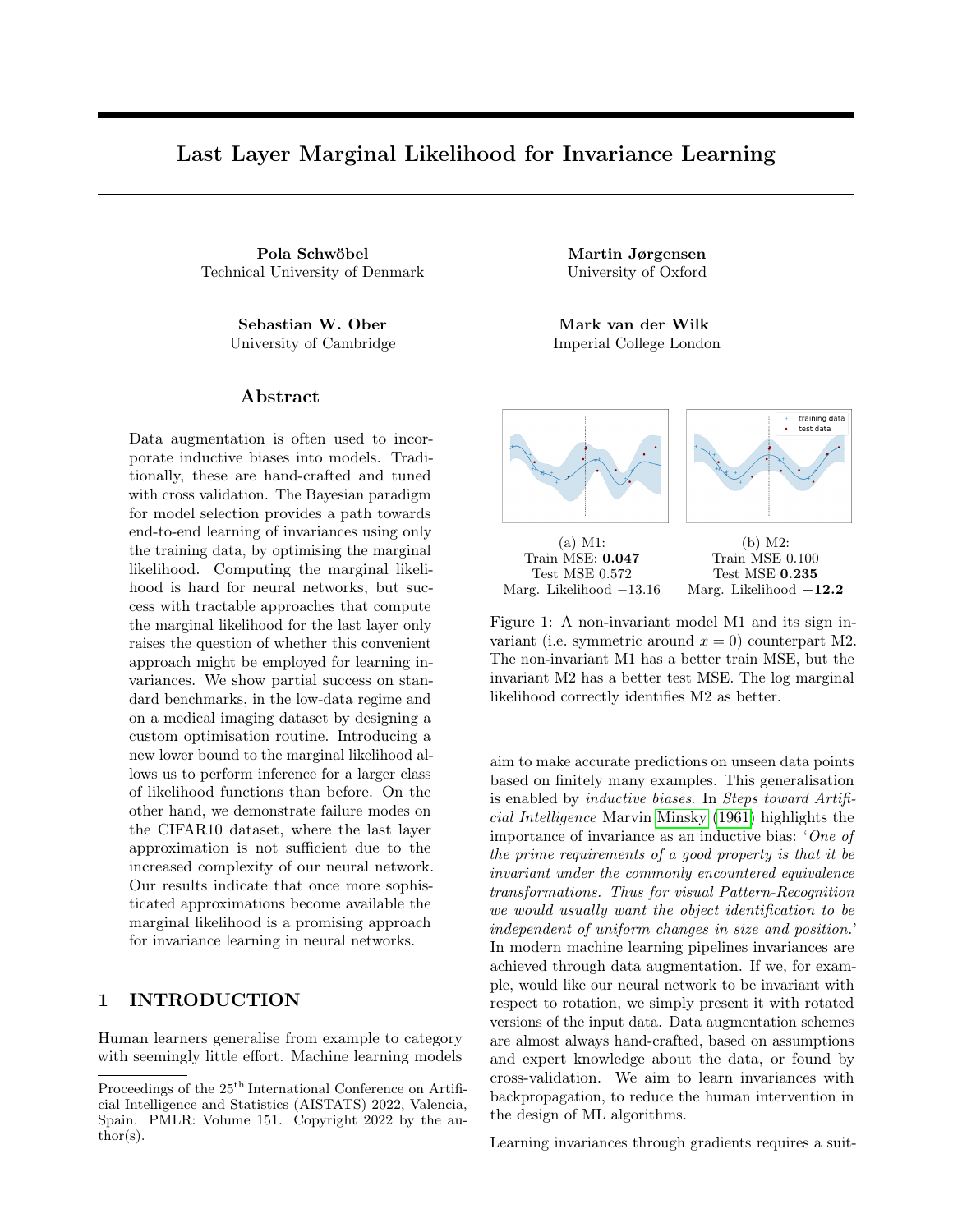# Last Layer Marginal Likelihood for Invariance Learning

**Pola Schwöbel**
Technical University of Denmark

**Martin Jørgensen**
University of Oxford

**Sebastian W. Ober**
University of Cambridge

**Mark van der Wilk**
Imperial College London

## Abstract

Data augmentation is often used to incorporate inductive biases into models. Traditionally, these are hand-crafted and tuned with cross validation. The Bayesian paradigm for model selection provides a path towards end-to-end learning of invariances using only the training data, by optimising the marginal likelihood. Computing the marginal likelihood is hard for neural networks, but success with tractable approaches that compute the marginal likelihood for the last layer only raises the question of whether this convenient approach might be employed for learning invariances. We show partial success on standard benchmarks, in the low-data regime and on a medical imaging dataset by designing a custom optimisation routine. Introducing a new lower bound to the marginal likelihood allows us to perform inference for a larger class of likelihood functions than before. On the other hand, we demonstrate failure modes on the CIFAR10 dataset, where the last layer approximation is not sufficient due to the increased complexity of our neural network. Our results indicate that once more sophisticated approximations become available the marginal likelihood is a promising approach for invariance learning in neural networks.

(a) M1:
Train MSE: **0.047**
Test MSE 0.572
Marg. Likelihood −13.16

(b) M2:
Train MSE 0.100
Test MSE **0.235**
Marg. Likelihood **−12.2**

Figure 1: A non-invariant model M1 and its sign invariant (i.e. symmetric around $x = 0$) counterpart M2. The non-invariant M1 has a better train MSE, but the invariant M2 has a better test MSE. The log marginal likelihood correctly identifies M2 as better.

## 1 INTRODUCTION

Human learners generalise from example to category with seemingly little effort. Machine learning models aim to make accurate predictions on unseen data points based on finitely many examples. This generalisation is enabled by *inductive biases*. In *Steps toward Artificial Intelligence* Marvin Minsky (1961) highlights the importance of invariance as an inductive bias: '*One of the prime requirements of a good property is that it be invariant under the commonly encountered equivalence transformations. Thus for visual Pattern-Recognition we would usually want the object identification to be independent of uniform changes in size and position.*' In modern machine learning pipelines invariances are achieved through data augmentation. If we, for example, would like our neural network to be invariant with respect to rotation, we simply present it with rotated versions of the input data. Data augmentation schemes are almost always hand-crafted, based on assumptions and expert knowledge about the data, or found by cross-validation. We aim to learn invariances with backpropagation, to reduce the human intervention in the design of ML algorithms.

Learning invariances through gradients requires a suit-

Proceedings of the 25[th] International Conference on Artificial Intelligence and Statistics (AISTATS) 2022, Valencia, Spain. PMLR: Volume 151. Copyright 2022 by the author(s).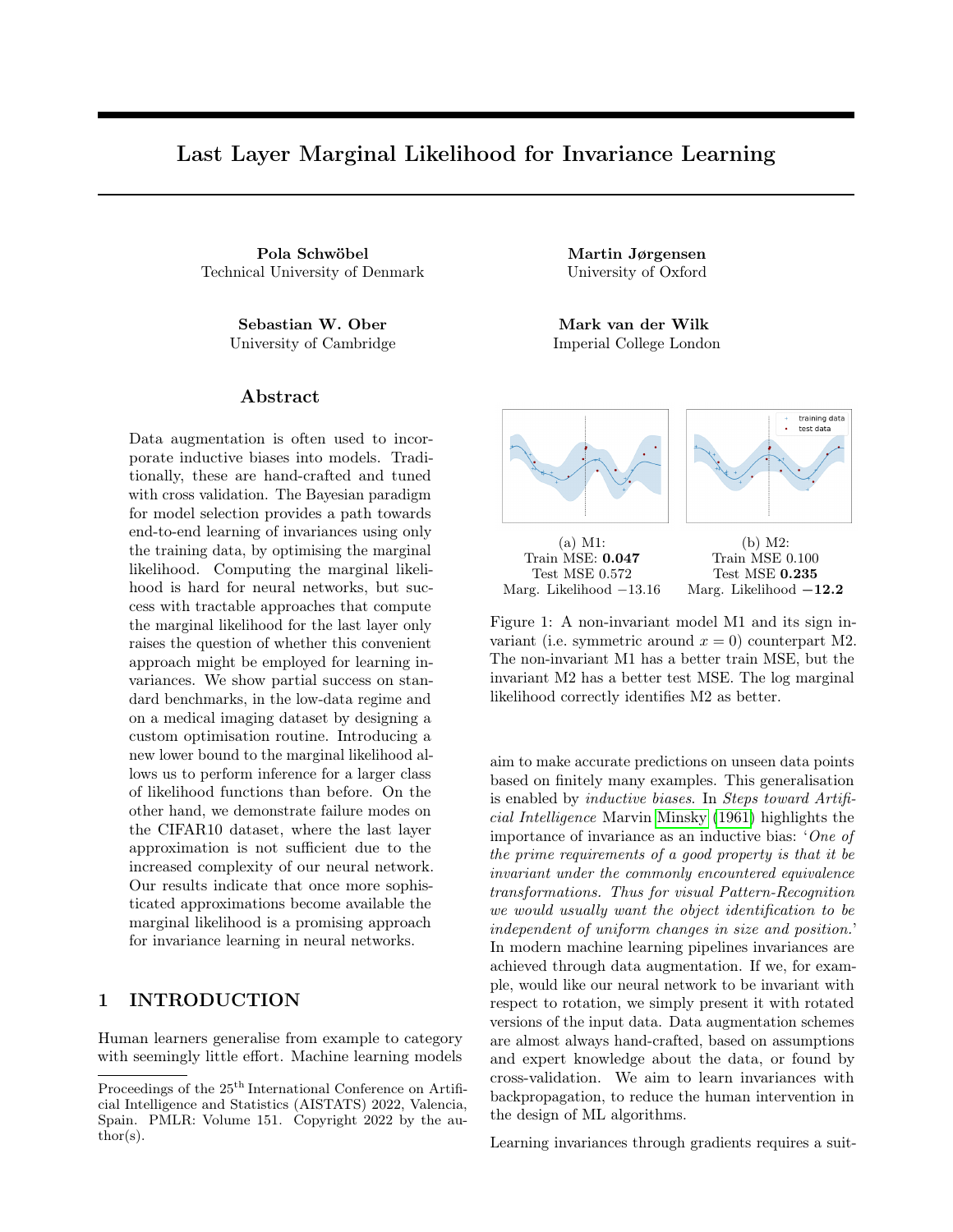# Last Layer Marginal Likelihood for Invariance Learning

**Pola Schwöbel**
Technical University of Denmark

**Martin Jørgensen**
University of Oxford

**Sebastian W. Ober**
University of Cambridge

**Mark van der Wilk**
Imperial College London

## Abstract

Data augmentation is often used to incorporate inductive biases into models. Traditionally, these are hand-crafted and tuned with cross validation. The Bayesian paradigm for model selection provides a path towards end-to-end learning of invariances using only the training data, by optimising the marginal likelihood. Computing the marginal likelihood is hard for neural networks, but success with tractable approaches that compute the marginal likelihood for the last layer only raises the question of whether this convenient approach might be employed for learning invariances. We show partial success on standard benchmarks, in the low-data regime and on a medical imaging dataset by designing a custom optimisation routine. Introducing a new lower bound to the marginal likelihood allows us to perform inference for a larger class of likelihood functions than before. On the other hand, we demonstrate failure modes on the CIFAR10 dataset, where the last layer approximation is not sufficient due to the increased complexity of our neural network. Our results indicate that once more sophisticated approximations become available the marginal likelihood is a promising approach for invariance learning in neural networks.

(a) M1:
Train MSE: **0.047**
Test MSE 0.572
Marg. Likelihood −13.16

(b) M2:
Train MSE 0.100
Test MSE **0.235**
Marg. Likelihood **−12.2**

Figure 1: A non-invariant model M1 and its sign invariant (i.e. symmetric around $x = 0$) counterpart M2. The non-invariant M1 has a better train MSE, but the invariant M2 has a better test MSE. The log marginal likelihood correctly identifies M2 as better.

## 1 INTRODUCTION

Human learners generalise from example to category with seemingly little effort. Machine learning models aim to make accurate predictions on unseen data points based on finitely many examples. This generalisation is enabled by *inductive biases*. In *Steps toward Artificial Intelligence* Marvin Minsky (1961) highlights the importance of invariance as an inductive bias: '*One of the prime requirements of a good property is that it be invariant under the commonly encountered equivalence transformations. Thus for visual Pattern-Recognition we would usually want the object identification to be independent of uniform changes in size and position.*' In modern machine learning pipelines invariances are achieved through data augmentation. If we, for example, would like our neural network to be invariant with respect to rotation, we simply present it with rotated versions of the input data. Data augmentation schemes are almost always hand-crafted, based on assumptions and expert knowledge about the data, or found by cross-validation. We aim to learn invariances with backpropagation, to reduce the human intervention in the design of ML algorithms.

Learning invariances through gradients requires a suit-

Proceedings of the 25[th] International Conference on Artificial Intelligence and Statistics (AISTATS) 2022, Valencia, Spain. PMLR: Volume 151. Copyright 2022 by the author(s).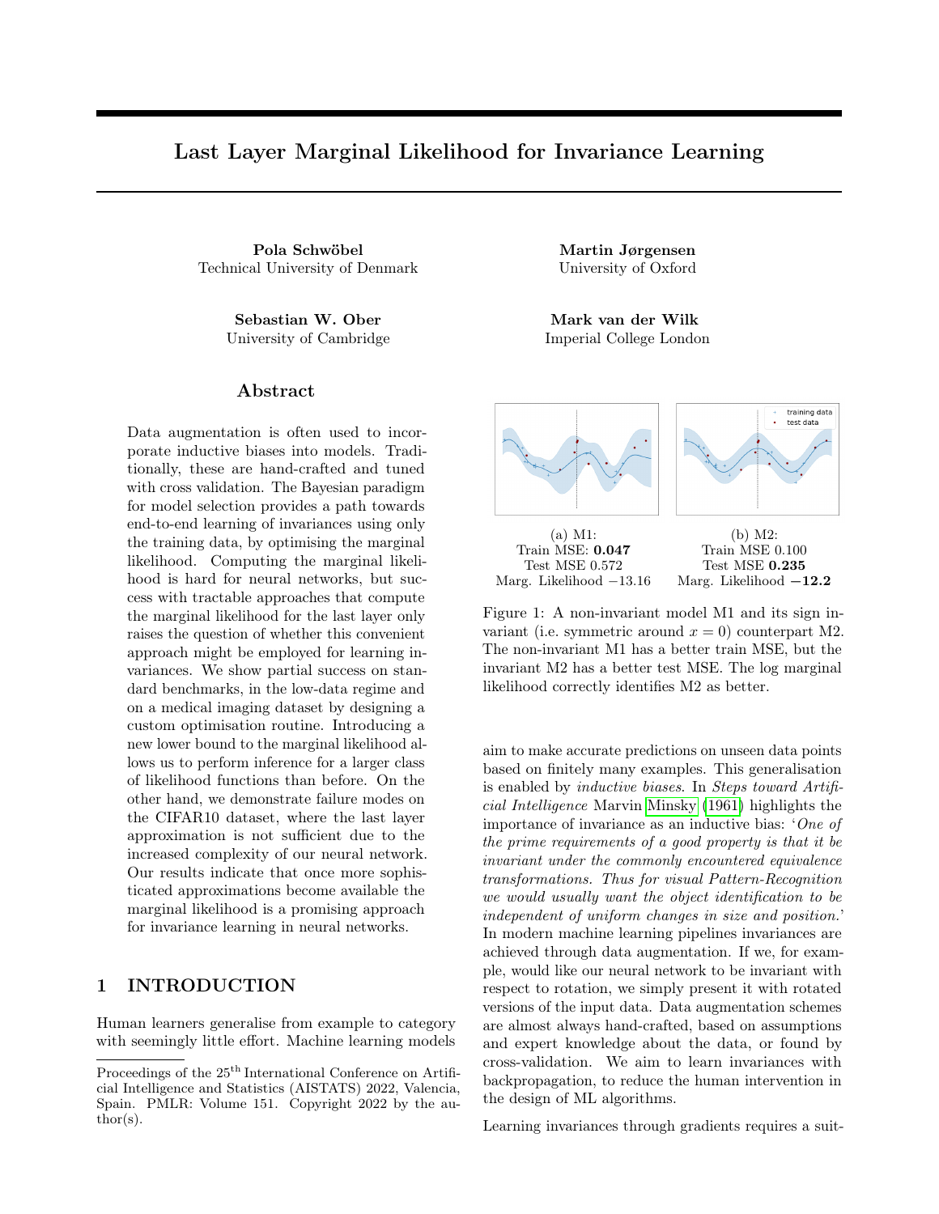# Last Layer Marginal Likelihood for Invariance Learning

**Pola Schwöbel**
Technical University of Denmark

**Martin Jørgensen**
University of Oxford

**Sebastian W. Ober**
University of Cambridge

**Mark van der Wilk**
Imperial College London

## Abstract

Data augmentation is often used to incorporate inductive biases into models. Traditionally, these are hand-crafted and tuned with cross validation. The Bayesian paradigm for model selection provides a path towards end-to-end learning of invariances using only the training data, by optimising the marginal likelihood. Computing the marginal likelihood is hard for neural networks, but success with tractable approaches that compute the marginal likelihood for the last layer only raises the question of whether this convenient approach might be employed for learning invariances. We show partial success on standard benchmarks, in the low-data regime and on a medical imaging dataset by designing a custom optimisation routine. Introducing a new lower bound to the marginal likelihood allows us to perform inference for a larger class of likelihood functions than before. On the other hand, we demonstrate failure modes on the CIFAR10 dataset, where the last layer approximation is not sufficient due to the increased complexity of our neural network. Our results indicate that once more sophisticated approximations become available the marginal likelihood is a promising approach for invariance learning in neural networks.

(a) M1:
Train MSE: **0.047**
Test MSE 0.572
Marg. Likelihood −13.16

(b) M2:
Train MSE 0.100
Test MSE **0.235**
Marg. Likelihood **−12.2**

Figure 1: A non-invariant model M1 and its sign invariant (i.e. symmetric around $x = 0$) counterpart M2. The non-invariant M1 has a better train MSE, but the invariant M2 has a better test MSE. The log marginal likelihood correctly identifies M2 as better.

## 1 INTRODUCTION

Human learners generalise from example to category with seemingly little effort. Machine learning models aim to make accurate predictions on unseen data points based on finitely many examples. This generalisation is enabled by *inductive biases*. In *Steps toward Artificial Intelligence* Marvin Minsky (1961) highlights the importance of invariance as an inductive bias: '*One of the prime requirements of a good property is that it be invariant under the commonly encountered equivalence transformations. Thus for visual Pattern-Recognition we would usually want the object identification to be independent of uniform changes in size and position.*' In modern machine learning pipelines invariances are achieved through data augmentation. If we, for example, would like our neural network to be invariant with respect to rotation, we simply present it with rotated versions of the input data. Data augmentation schemes are almost always hand-crafted, based on assumptions and expert knowledge about the data, or found by cross-validation. We aim to learn invariances with backpropagation, to reduce the human intervention in the design of ML algorithms.

Learning invariances through gradients requires a suit-

Proceedings of the 25[th] International Conference on Artificial Intelligence and Statistics (AISTATS) 2022, Valencia, Spain. PMLR: Volume 151. Copyright 2022 by the author(s).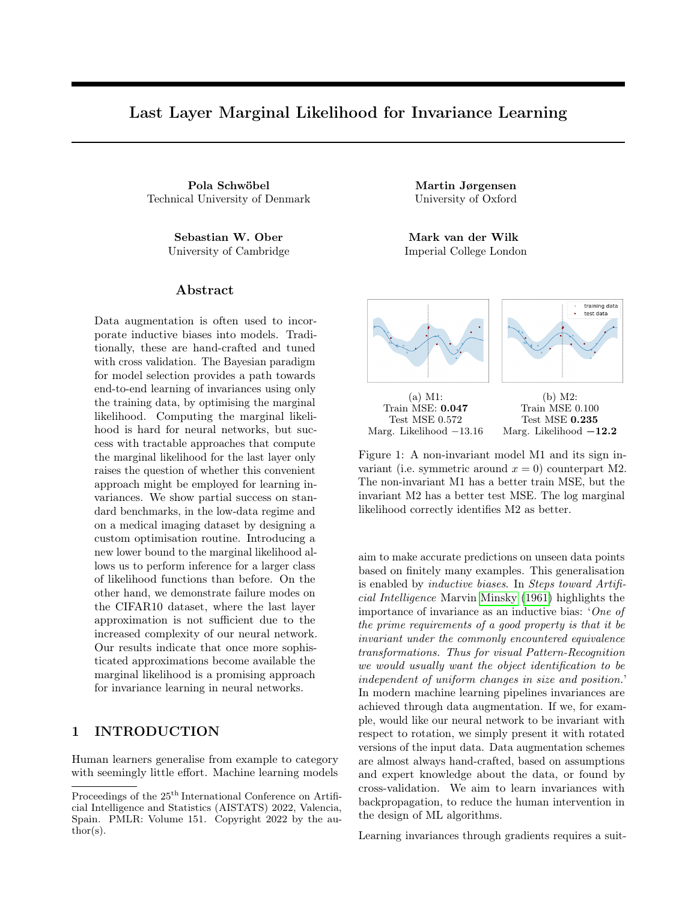# Last Layer Marginal Likelihood for Invariance Learning

**Pola Schwöbel**
Technical University of Denmark

**Martin Jørgensen**
University of Oxford

**Sebastian W. Ober**
University of Cambridge

**Mark van der Wilk**
Imperial College London

## Abstract

Data augmentation is often used to incorporate inductive biases into models. Traditionally, these are hand-crafted and tuned with cross validation. The Bayesian paradigm for model selection provides a path towards end-to-end learning of invariances using only the training data, by optimising the marginal likelihood. Computing the marginal likelihood is hard for neural networks, but success with tractable approaches that compute the marginal likelihood for the last layer only raises the question of whether this convenient approach might be employed for learning invariances. We show partial success on standard benchmarks, in the low-data regime and on a medical imaging dataset by designing a custom optimisation routine. Introducing a new lower bound to the marginal likelihood allows us to perform inference for a larger class of likelihood functions than before. On the other hand, we demonstrate failure modes on the CIFAR10 dataset, where the last layer approximation is not sufficient due to the increased complexity of our neural network. Our results indicate that once more sophisticated approximations become available the marginal likelihood is a promising approach for invariance learning in neural networks.

(a) M1:
Train MSE: **0.047**
Test MSE 0.572
Marg. Likelihood −13.16

(b) M2:
Train MSE 0.100
Test MSE **0.235**
Marg. Likelihood **−12.2**

Figure 1: A non-invariant model M1 and its sign invariant (i.e. symmetric around $x = 0$) counterpart M2. The non-invariant M1 has a better train MSE, but the invariant M2 has a better test MSE. The log marginal likelihood correctly identifies M2 as better.

## 1 INTRODUCTION

Human learners generalise from example to category with seemingly little effort. Machine learning models aim to make accurate predictions on unseen data points based on finitely many examples. This generalisation is enabled by *inductive biases*. In *Steps toward Artificial Intelligence* Marvin Minsky (1961) highlights the importance of invariance as an inductive bias: '*One of the prime requirements of a good property is that it be invariant under the commonly encountered equivalence transformations. Thus for visual Pattern-Recognition we would usually want the object identification to be independent of uniform changes in size and position.*' In modern machine learning pipelines invariances are achieved through data augmentation. If we, for example, would like our neural network to be invariant with respect to rotation, we simply present it with rotated versions of the input data. Data augmentation schemes are almost always hand-crafted, based on assumptions and expert knowledge about the data, or found by cross-validation. We aim to learn invariances with backpropagation, to reduce the human intervention in the design of ML algorithms.

Learning invariances through gradients requires a suit-

Proceedings of the 25[th] International Conference on Artificial Intelligence and Statistics (AISTATS) 2022, Valencia, Spain. PMLR: Volume 151. Copyright 2022 by the author(s).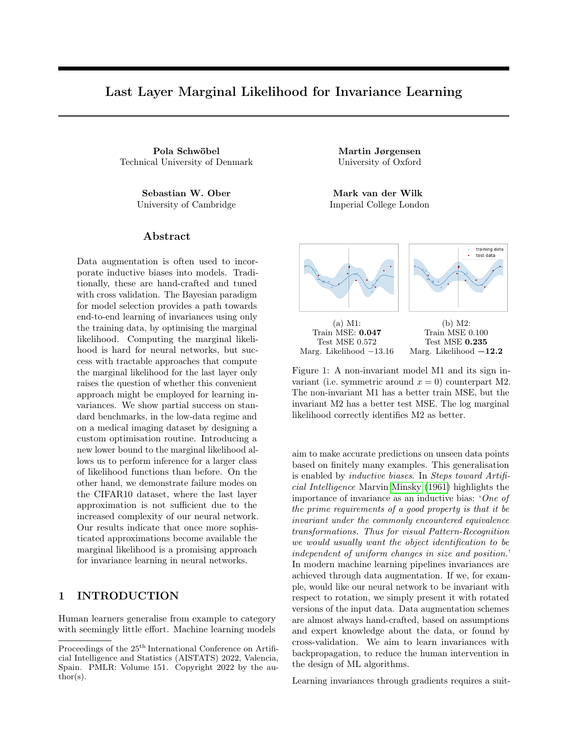# Last Layer Marginal Likelihood for Invariance Learning

**Pola Schwöbel**
Technical University of Denmark

**Martin Jørgensen**
University of Oxford

**Sebastian W. Ober**
University of Cambridge

**Mark van der Wilk**
Imperial College London

## Abstract

Data augmentation is often used to incorporate inductive biases into models. Traditionally, these are hand-crafted and tuned with cross validation. The Bayesian paradigm for model selection provides a path towards end-to-end learning of invariances using only the training data, by optimising the marginal likelihood. Computing the marginal likelihood is hard for neural networks, but success with tractable approaches that compute the marginal likelihood for the last layer only raises the question of whether this convenient approach might be employed for learning invariances. We show partial success on standard benchmarks, in the low-data regime and on a medical imaging dataset by designing a custom optimisation routine. Introducing a new lower bound to the marginal likelihood allows us to perform inference for a larger class of likelihood functions than before. On the other hand, we demonstrate failure modes on the CIFAR10 dataset, where the last layer approximation is not sufficient due to the increased complexity of our neural network. Our results indicate that once more sophisticated approximations become available the marginal likelihood is a promising approach for invariance learning in neural networks.

(a) M1:
Train MSE: **0.047**
Test MSE 0.572
Marg. Likelihood −13.16

(b) M2:
Train MSE 0.100
Test MSE **0.235**
Marg. Likelihood **−12.2**

Figure 1: A non-invariant model M1 and its sign invariant (i.e. symmetric around $x = 0$) counterpart M2. The non-invariant M1 has a better train MSE, but the invariant M2 has a better test MSE. The log marginal likelihood correctly identifies M2 as better.

## 1 INTRODUCTION

Human learners generalise from example to category with seemingly little effort. Machine learning models aim to make accurate predictions on unseen data points based on finitely many examples. This generalisation is enabled by *inductive biases*. In *Steps toward Artificial Intelligence* Marvin Minsky (1961) highlights the importance of invariance as an inductive bias: '*One of the prime requirements of a good property is that it be invariant under the commonly encountered equivalence transformations. Thus for visual Pattern-Recognition we would usually want the object identification to be independent of uniform changes in size and position.*' In modern machine learning pipelines invariances are achieved through data augmentation. If we, for example, would like our neural network to be invariant with respect to rotation, we simply present it with rotated versions of the input data. Data augmentation schemes are almost always hand-crafted, based on assumptions and expert knowledge about the data, or found by cross-validation. We aim to learn invariances with backpropagation, to reduce the human intervention in the design of ML algorithms.

Learning invariances through gradients requires a suit-

Proceedings of the 25[th] International Conference on Artificial Intelligence and Statistics (AISTATS) 2022, Valencia, Spain. PMLR: Volume 151. Copyright 2022 by the author(s).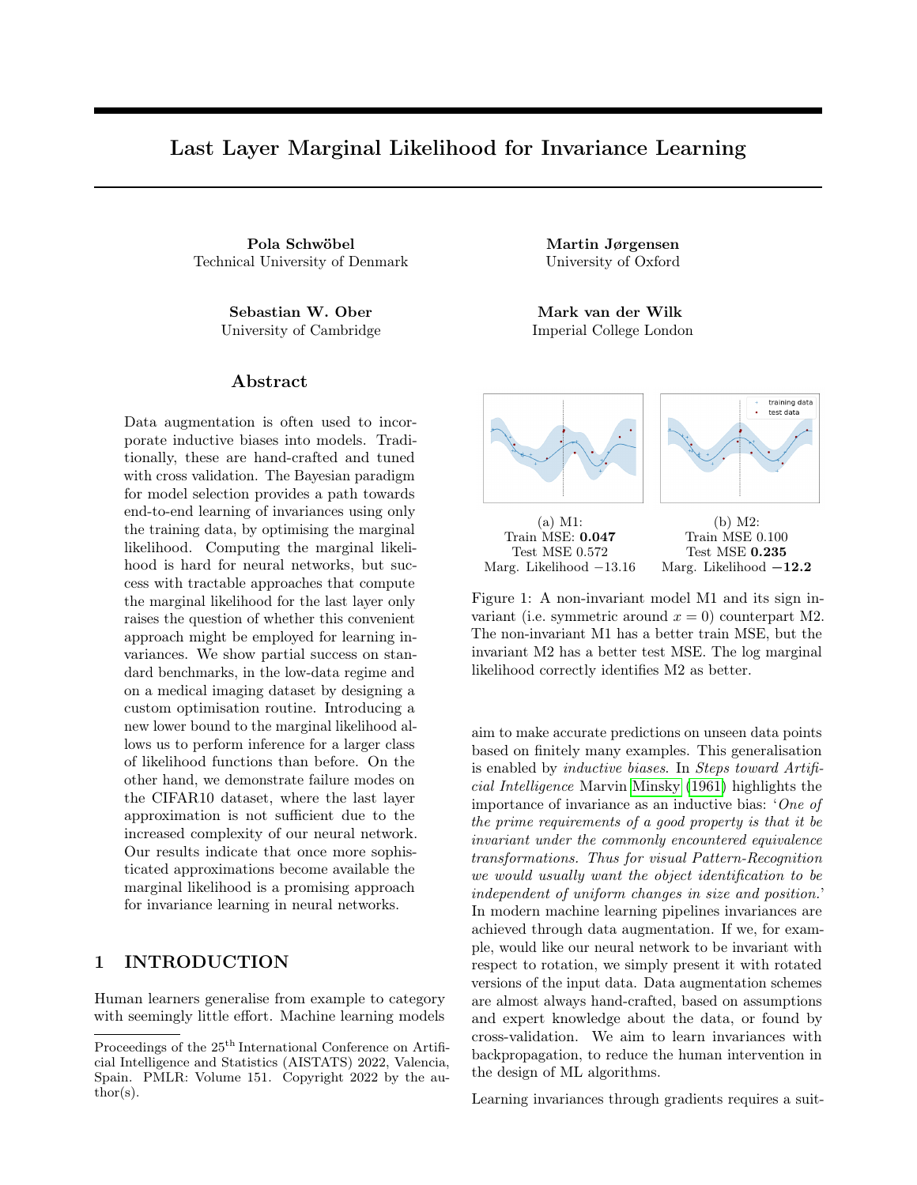# Last Layer Marginal Likelihood for Invariance Learning

**Pola Schwöbel**
Technical University of Denmark

**Martin Jørgensen**
University of Oxford

**Sebastian W. Ober**
University of Cambridge

**Mark van der Wilk**
Imperial College London

## Abstract

Data augmentation is often used to incorporate inductive biases into models. Traditionally, these are hand-crafted and tuned with cross validation. The Bayesian paradigm for model selection provides a path towards end-to-end learning of invariances using only the training data, by optimising the marginal likelihood. Computing the marginal likelihood is hard for neural networks, but success with tractable approaches that compute the marginal likelihood for the last layer only raises the question of whether this convenient approach might be employed for learning invariances. We show partial success on standard benchmarks, in the low-data regime and on a medical imaging dataset by designing a custom optimisation routine. Introducing a new lower bound to the marginal likelihood allows us to perform inference for a larger class of likelihood functions than before. On the other hand, we demonstrate failure modes on the CIFAR10 dataset, where the last layer approximation is not sufficient due to the increased complexity of our neural network. Our results indicate that once more sophisticated approximations become available the marginal likelihood is a promising approach for invariance learning in neural networks.

(a) M1:
Train MSE: **0.047**
Test MSE 0.572
Marg. Likelihood −13.16

(b) M2:
Train MSE 0.100
Test MSE **0.235**
Marg. Likelihood **−12.2**

Figure 1: A non-invariant model M1 and its sign invariant (i.e. symmetric around $x = 0$) counterpart M2. The non-invariant M1 has a better train MSE, but the invariant M2 has a better test MSE. The log marginal likelihood correctly identifies M2 as better.

## 1 INTRODUCTION

Human learners generalise from example to category with seemingly little effort. Machine learning models aim to make accurate predictions on unseen data points based on finitely many examples. This generalisation is enabled by *inductive biases*. In *Steps toward Artificial Intelligence* Marvin Minsky (1961) highlights the importance of invariance as an inductive bias: '*One of the prime requirements of a good property is that it be invariant under the commonly encountered equivalence transformations. Thus for visual Pattern-Recognition we would usually want the object identification to be independent of uniform changes in size and position.*' In modern machine learning pipelines invariances are achieved through data augmentation. If we, for example, would like our neural network to be invariant with respect to rotation, we simply present it with rotated versions of the input data. Data augmentation schemes are almost always hand-crafted, based on assumptions and expert knowledge about the data, or found by cross-validation. We aim to learn invariances with backpropagation, to reduce the human intervention in the design of ML algorithms.

Learning invariances through gradients requires a suit-

Proceedings of the 25[th] International Conference on Artificial Intelligence and Statistics (AISTATS) 2022, Valencia, Spain. PMLR: Volume 151. Copyright 2022 by the author(s).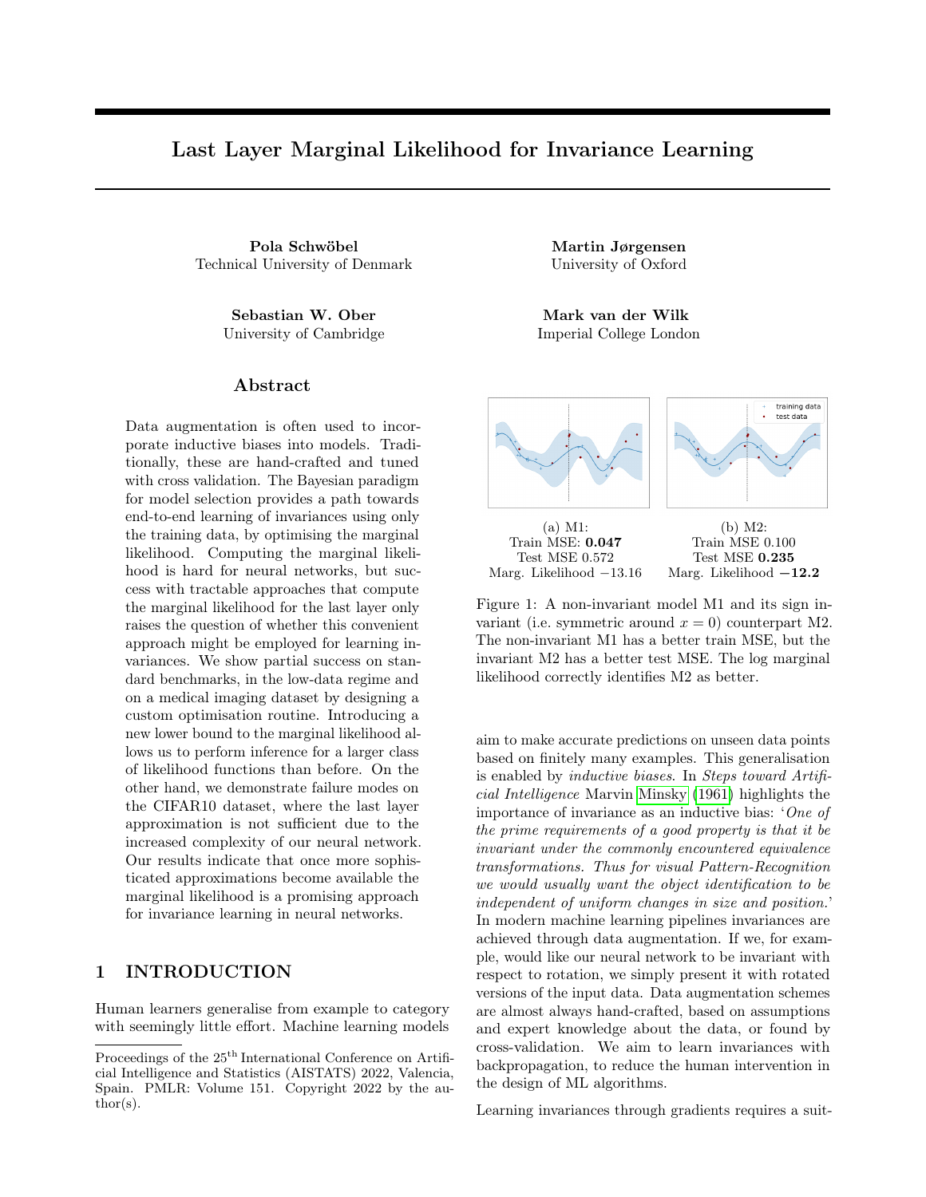# Last Layer Marginal Likelihood for Invariance Learning

**Pola Schwöbel**
Technical University of Denmark

**Martin Jørgensen**
University of Oxford

**Sebastian W. Ober**
University of Cambridge

**Mark van der Wilk**
Imperial College London

## Abstract

Data augmentation is often used to incorporate inductive biases into models. Traditionally, these are hand-crafted and tuned with cross validation. The Bayesian paradigm for model selection provides a path towards end-to-end learning of invariances using only the training data, by optimising the marginal likelihood. Computing the marginal likelihood is hard for neural networks, but success with tractable approaches that compute the marginal likelihood for the last layer only raises the question of whether this convenient approach might be employed for learning invariances. We show partial success on standard benchmarks, in the low-data regime and on a medical imaging dataset by designing a custom optimisation routine. Introducing a new lower bound to the marginal likelihood allows us to perform inference for a larger class of likelihood functions than before. On the other hand, we demonstrate failure modes on the CIFAR10 dataset, where the last layer approximation is not sufficient due to the increased complexity of our neural network. Our results indicate that once more sophisticated approximations become available the marginal likelihood is a promising approach for invariance learning in neural networks.

(a) M1:
Train MSE: **0.047**
Test MSE 0.572
Marg. Likelihood −13.16

(b) M2:
Train MSE 0.100
Test MSE **0.235**
Marg. Likelihood **−12.2**

Figure 1: A non-invariant model M1 and its sign invariant (i.e. symmetric around $x = 0$) counterpart M2. The non-invariant M1 has a better train MSE, but the invariant M2 has a better test MSE. The log marginal likelihood correctly identifies M2 as better.

## 1 INTRODUCTION

Human learners generalise from example to category with seemingly little effort. Machine learning models aim to make accurate predictions on unseen data points based on finitely many examples. This generalisation is enabled by *inductive biases*. In *Steps toward Artificial Intelligence* Marvin Minsky (1961) highlights the importance of invariance as an inductive bias: '*One of the prime requirements of a good property is that it be invariant under the commonly encountered equivalence transformations. Thus for visual Pattern-Recognition we would usually want the object identification to be independent of uniform changes in size and position.*' In modern machine learning pipelines invariances are achieved through data augmentation. If we, for example, would like our neural network to be invariant with respect to rotation, we simply present it with rotated versions of the input data. Data augmentation schemes are almost always hand-crafted, based on assumptions and expert knowledge about the data, or found by cross-validation. We aim to learn invariances with backpropagation, to reduce the human intervention in the design of ML algorithms.

Learning invariances through gradients requires a suit-

Proceedings of the 25[th] International Conference on Artificial Intelligence and Statistics (AISTATS) 2022, Valencia, Spain. PMLR: Volume 151. Copyright 2022 by the author(s).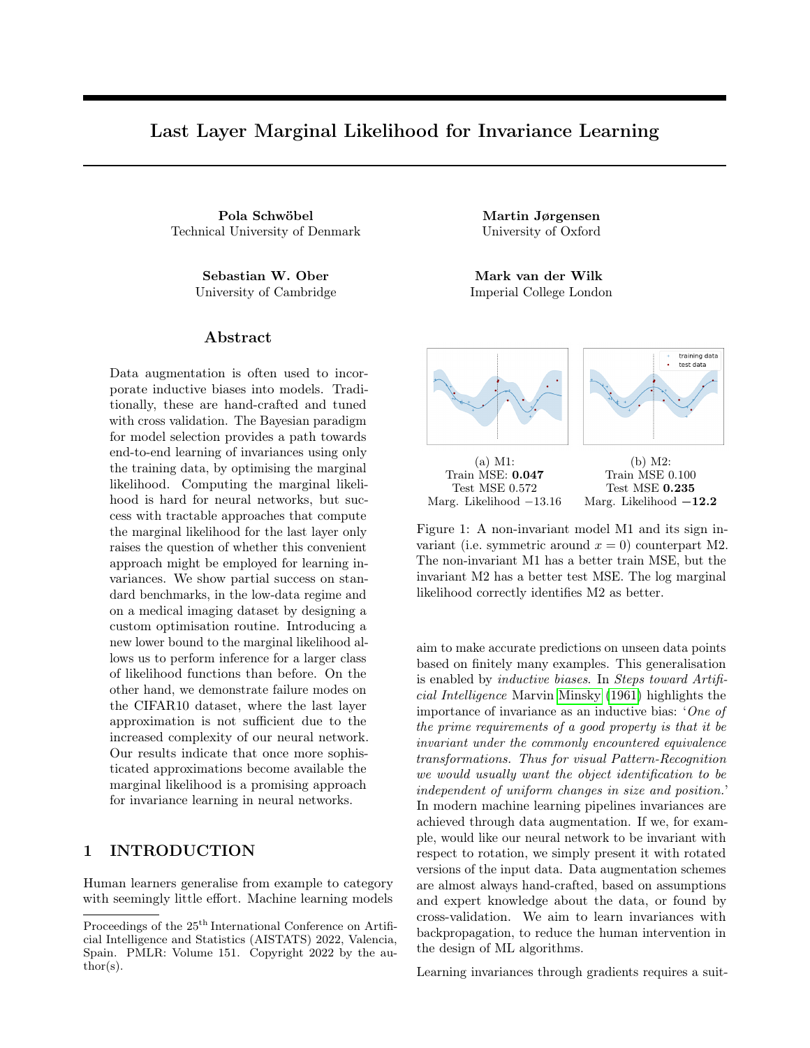# Last Layer Marginal Likelihood for Invariance Learning

**Pola Schwöbel**
Technical University of Denmark

**Martin Jørgensen**
University of Oxford

**Sebastian W. Ober**
University of Cambridge

**Mark van der Wilk**
Imperial College London

## Abstract

Data augmentation is often used to incorporate inductive biases into models. Traditionally, these are hand-crafted and tuned with cross validation. The Bayesian paradigm for model selection provides a path towards end-to-end learning of invariances using only the training data, by optimising the marginal likelihood. Computing the marginal likelihood is hard for neural networks, but success with tractable approaches that compute the marginal likelihood for the last layer only raises the question of whether this convenient approach might be employed for learning invariances. We show partial success on standard benchmarks, in the low-data regime and on a medical imaging dataset by designing a custom optimisation routine. Introducing a new lower bound to the marginal likelihood allows us to perform inference for a larger class of likelihood functions than before. On the other hand, we demonstrate failure modes on the CIFAR10 dataset, where the last layer approximation is not sufficient due to the increased complexity of our neural network. Our results indicate that once more sophisticated approximations become available the marginal likelihood is a promising approach for invariance learning in neural networks.

(a) M1:
Train MSE: **0.047**
Test MSE 0.572
Marg. Likelihood −13.16

(b) M2:
Train MSE 0.100
Test MSE **0.235**
Marg. Likelihood **−12.2**

Figure 1: A non-invariant model M1 and its sign invariant (i.e. symmetric around $x = 0$) counterpart M2. The non-invariant M1 has a better train MSE, but the invariant M2 has a better test MSE. The log marginal likelihood correctly identifies M2 as better.

## 1 INTRODUCTION

Human learners generalise from example to category with seemingly little effort. Machine learning models aim to make accurate predictions on unseen data points based on finitely many examples. This generalisation is enabled by *inductive biases*. In *Steps toward Artificial Intelligence* Marvin Minsky (1961) highlights the importance of invariance as an inductive bias: '*One of the prime requirements of a good property is that it be invariant under the commonly encountered equivalence transformations. Thus for visual Pattern-Recognition we would usually want the object identification to be independent of uniform changes in size and position.*' In modern machine learning pipelines invariances are achieved through data augmentation. If we, for example, would like our neural network to be invariant with respect to rotation, we simply present it with rotated versions of the input data. Data augmentation schemes are almost always hand-crafted, based on assumptions and expert knowledge about the data, or found by cross-validation. We aim to learn invariances with backpropagation, to reduce the human intervention in the design of ML algorithms.

Learning invariances through gradients requires a suit-

Proceedings of the 25[th] International Conference on Artificial Intelligence and Statistics (AISTATS) 2022, Valencia, Spain. PMLR: Volume 151. Copyright 2022 by the author(s).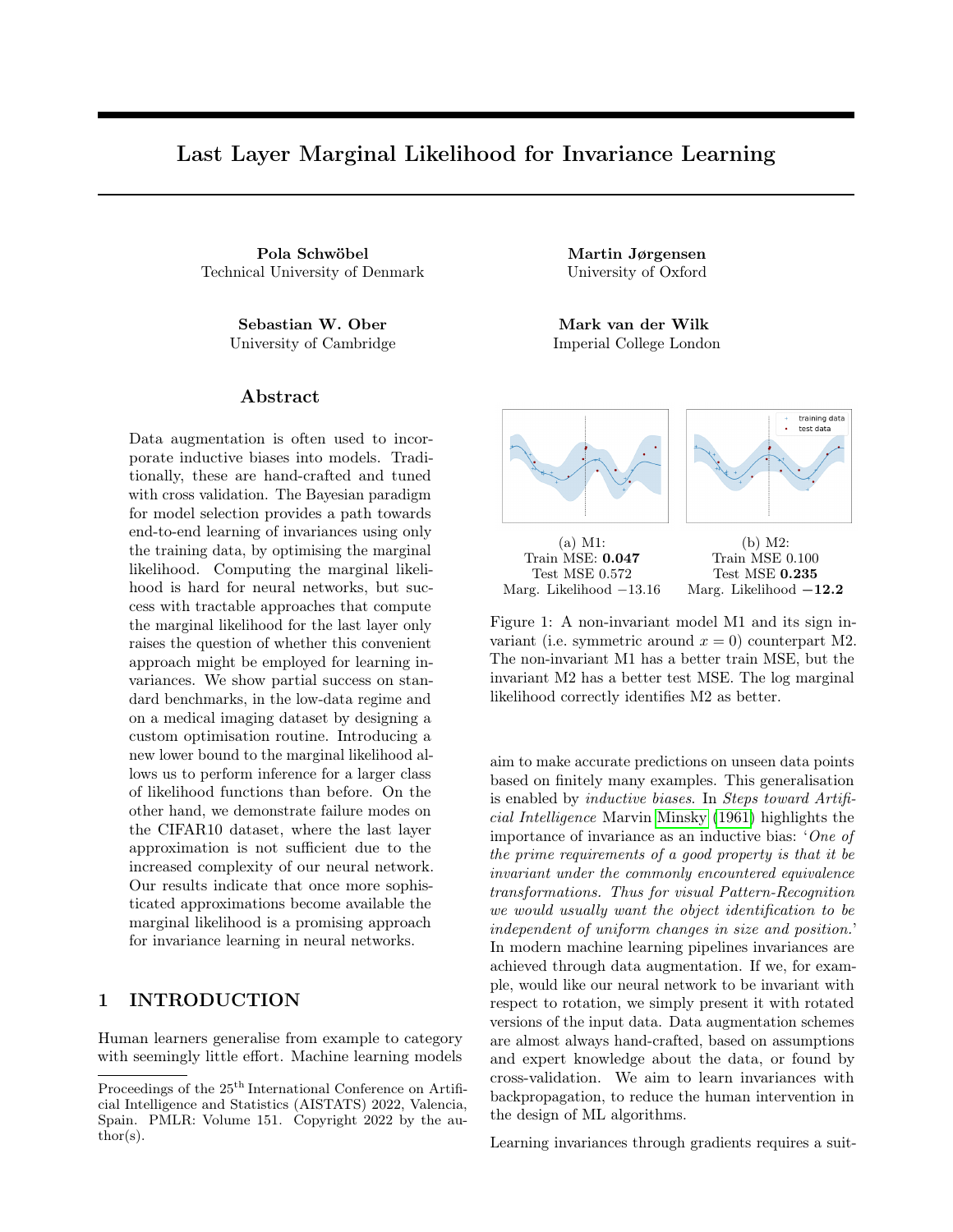# Last Layer Marginal Likelihood for Invariance Learning

**Pola Schwöbel**
Technical University of Denmark

**Martin Jørgensen**
University of Oxford

**Sebastian W. Ober**
University of Cambridge

**Mark van der Wilk**
Imperial College London

## Abstract

Data augmentation is often used to incorporate inductive biases into models. Traditionally, these are hand-crafted and tuned with cross validation. The Bayesian paradigm for model selection provides a path towards end-to-end learning of invariances using only the training data, by optimising the marginal likelihood. Computing the marginal likelihood is hard for neural networks, but success with tractable approaches that compute the marginal likelihood for the last layer only raises the question of whether this convenient approach might be employed for learning invariances. We show partial success on standard benchmarks, in the low-data regime and on a medical imaging dataset by designing a custom optimisation routine. Introducing a new lower bound to the marginal likelihood allows us to perform inference for a larger class of likelihood functions than before. On the other hand, we demonstrate failure modes on the CIFAR10 dataset, where the last layer approximation is not sufficient due to the increased complexity of our neural network. Our results indicate that once more sophisticated approximations become available the marginal likelihood is a promising approach for invariance learning in neural networks.

training data
test data

(a) M1:
Train MSE: **0.047**
Test MSE 0.572
Marg. Likelihood −13.16

(b) M2:
Train MSE 0.100
Test MSE **0.235**
Marg. Likelihood **−12.2**

Figure 1: A non-invariant model M1 and its sign invariant (i.e. symmetric around $x = 0$) counterpart M2. The non-invariant M1 has a better train MSE, but the invariant M2 has a better test MSE. The log marginal likelihood correctly identifies M2 as better.

## 1 INTRODUCTION

Human learners generalise from example to category with seemingly little effort. Machine learning models aim to make accurate predictions on unseen data points based on finitely many examples. This generalisation is enabled by *inductive biases*. In *Steps toward Artificial Intelligence* Marvin Minsky (1961) highlights the importance of invariance as an inductive bias: '*One of the prime requirements of a good property is that it be invariant under the commonly encountered equivalence transformations. Thus for visual Pattern-Recognition we would usually want the object identification to be independent of uniform changes in size and position.*' In modern machine learning pipelines invariances are achieved through data augmentation. If we, for example, would like our neural network to be invariant with respect to rotation, we simply present it with rotated versions of the input data. Data augmentation schemes are almost always hand-crafted, based on assumptions and expert knowledge about the data, or found by cross-validation. We aim to learn invariances with backpropagation, to reduce the human intervention in the design of ML algorithms.

Learning invariances through gradients requires a suit-

Proceedings of the 25[th] International Conference on Artificial Intelligence and Statistics (AISTATS) 2022, Valencia, Spain. PMLR: Volume 151. Copyright 2022 by the author(s).